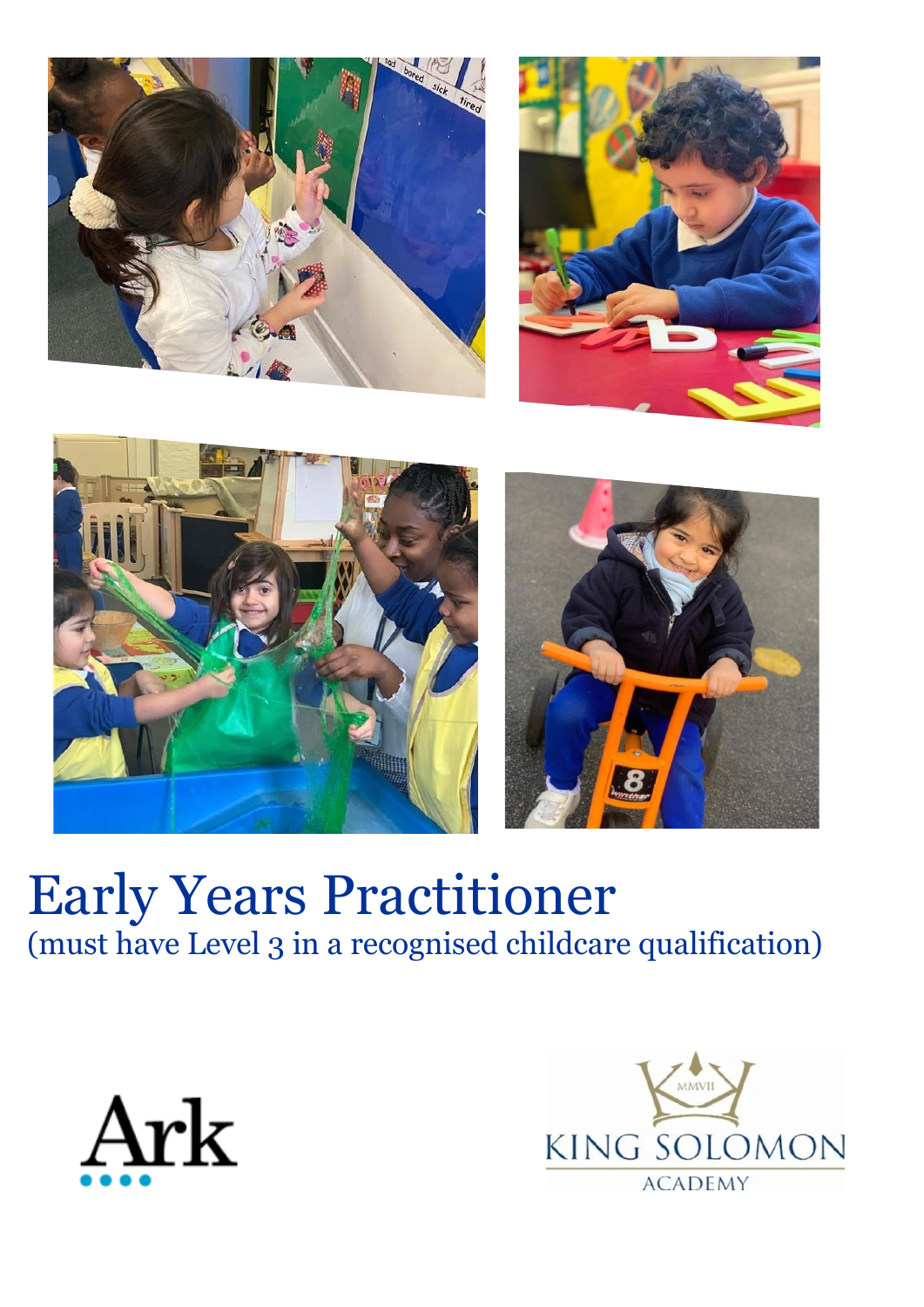# Early Years Practitioner

(must have Level 3 in a recognised childcare qualification)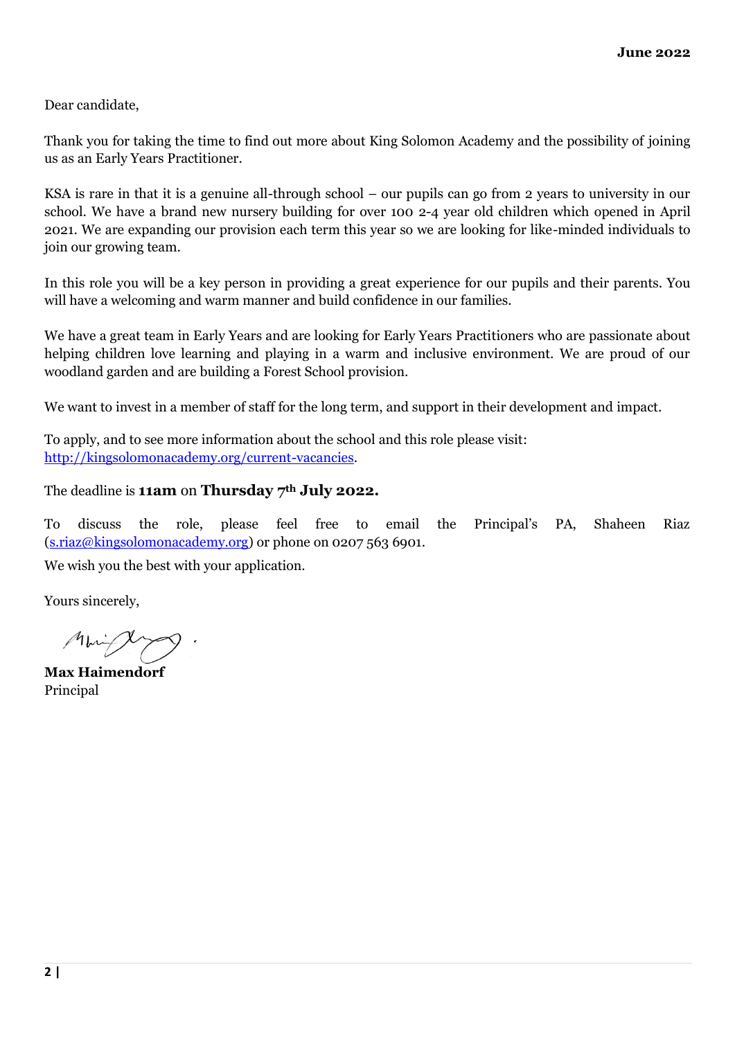**June 2022**

Dear candidate,

Thank you for taking the time to find out more about King Solomon Academy and the possibility of joining us as an Early Years Practitioner.

KSA is rare in that it is a genuine all-through school – our pupils can go from 2 years to university in our school. We have a brand new nursery building for over 100 2-4 year old children which opened in April 2021. We are expanding our provision each term this year so we are looking for like-minded individuals to join our growing team.

In this role you will be a key person in providing a great experience for our pupils and their parents. You will have a welcoming and warm manner and build confidence in our families.

We have a great team in Early Years and are looking for Early Years Practitioners who are passionate about helping children love learning and playing in a warm and inclusive environment. We are proud of our woodland garden and are building a Forest School provision.

We want to invest in a member of staff for the long term, and support in their development and impact.

To apply, and to see more information about the school and this role please visit: [http://kingsolomonacademy.org/current-vacancies](http://kingsolomonacademy.org/current-vacancies).

The deadline is **11am** on **Thursday 7th July 2022.**

To discuss the role, please feel free to email the Principal's PA, Shaheen Riaz ([s.riaz@kingsolomonacademy.org](mailto:s.riaz@kingsolomonacademy.org)) or phone on 0207 563 6901.

We wish you the best with your application.

Yours sincerely,

**Max Haimendorf**
Principal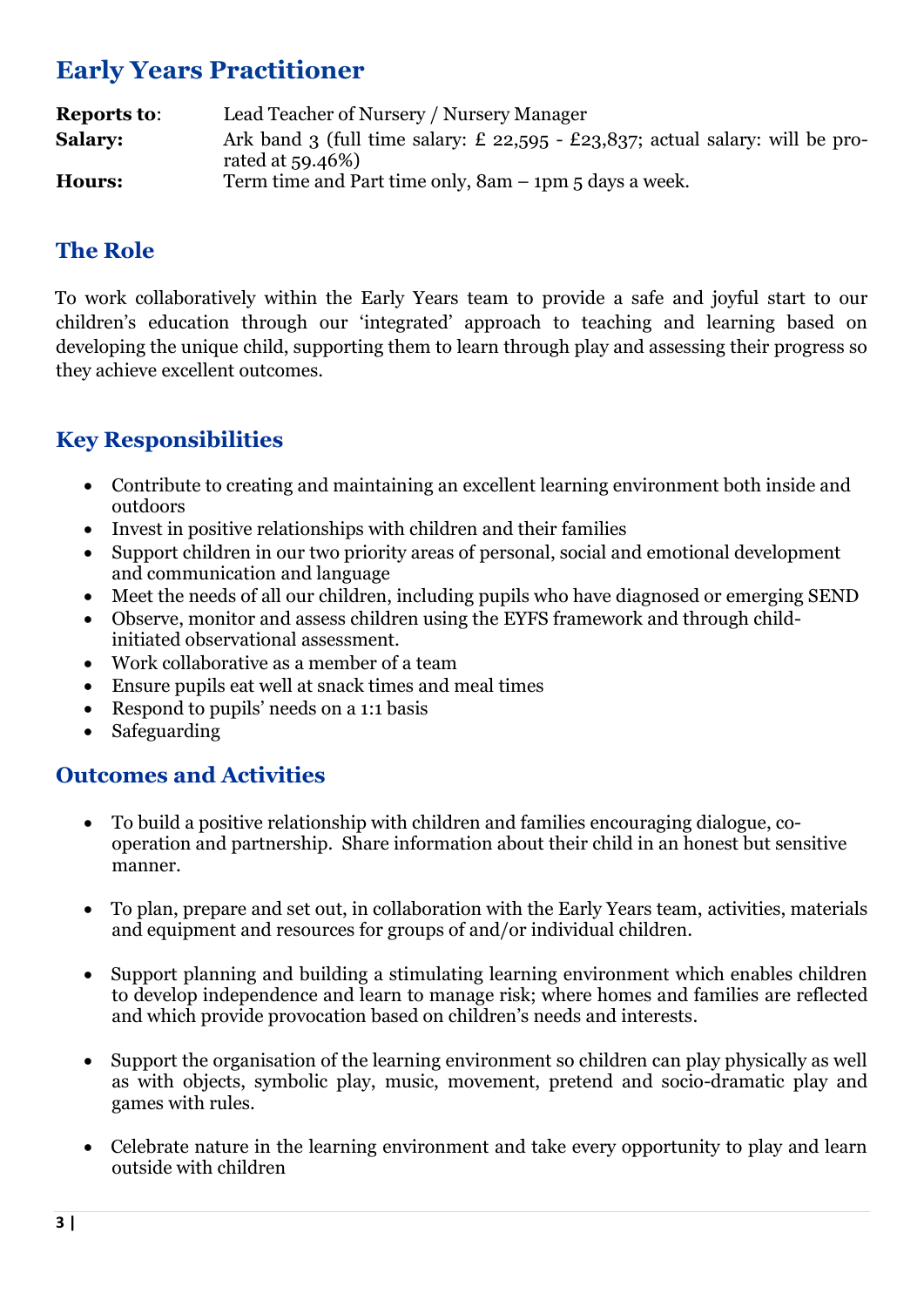# Early Years Practitioner

**Reports to**: Lead Teacher of Nursery / Nursery Manager
**Salary:** Ark band 3 (full time salary: £ 22,595 - £23,837; actual salary: will be pro-rated at 59.46%)
**Hours:** Term time and Part time only, 8am – 1pm 5 days a week.

## The Role

To work collaboratively within the Early Years team to provide a safe and joyful start to our children's education through our 'integrated' approach to teaching and learning based on developing the unique child, supporting them to learn through play and assessing their progress so they achieve excellent outcomes.

## Key Responsibilities

- Contribute to creating and maintaining an excellent learning environment both inside and outdoors
- Invest in positive relationships with children and their families
- Support children in our two priority areas of personal, social and emotional development and communication and language
- Meet the needs of all our children, including pupils who have diagnosed or emerging SEND
- Observe, monitor and assess children using the EYFS framework and through child-initiated observational assessment.
- Work collaborative as a member of a team
- Ensure pupils eat well at snack times and meal times
- Respond to pupils' needs on a 1:1 basis
- Safeguarding

## Outcomes and Activities

- To build a positive relationship with children and families encouraging dialogue, co-operation and partnership. Share information about their child in an honest but sensitive manner.
- To plan, prepare and set out, in collaboration with the Early Years team, activities, materials and equipment and resources for groups of and/or individual children.
- Support planning and building a stimulating learning environment which enables children to develop independence and learn to manage risk; where homes and families are reflected and which provide provocation based on children's needs and interests.
- Support the organisation of the learning environment so children can play physically as well as with objects, symbolic play, music, movement, pretend and socio-dramatic play and games with rules.
- Celebrate nature in the learning environment and take every opportunity to play and learn outside with children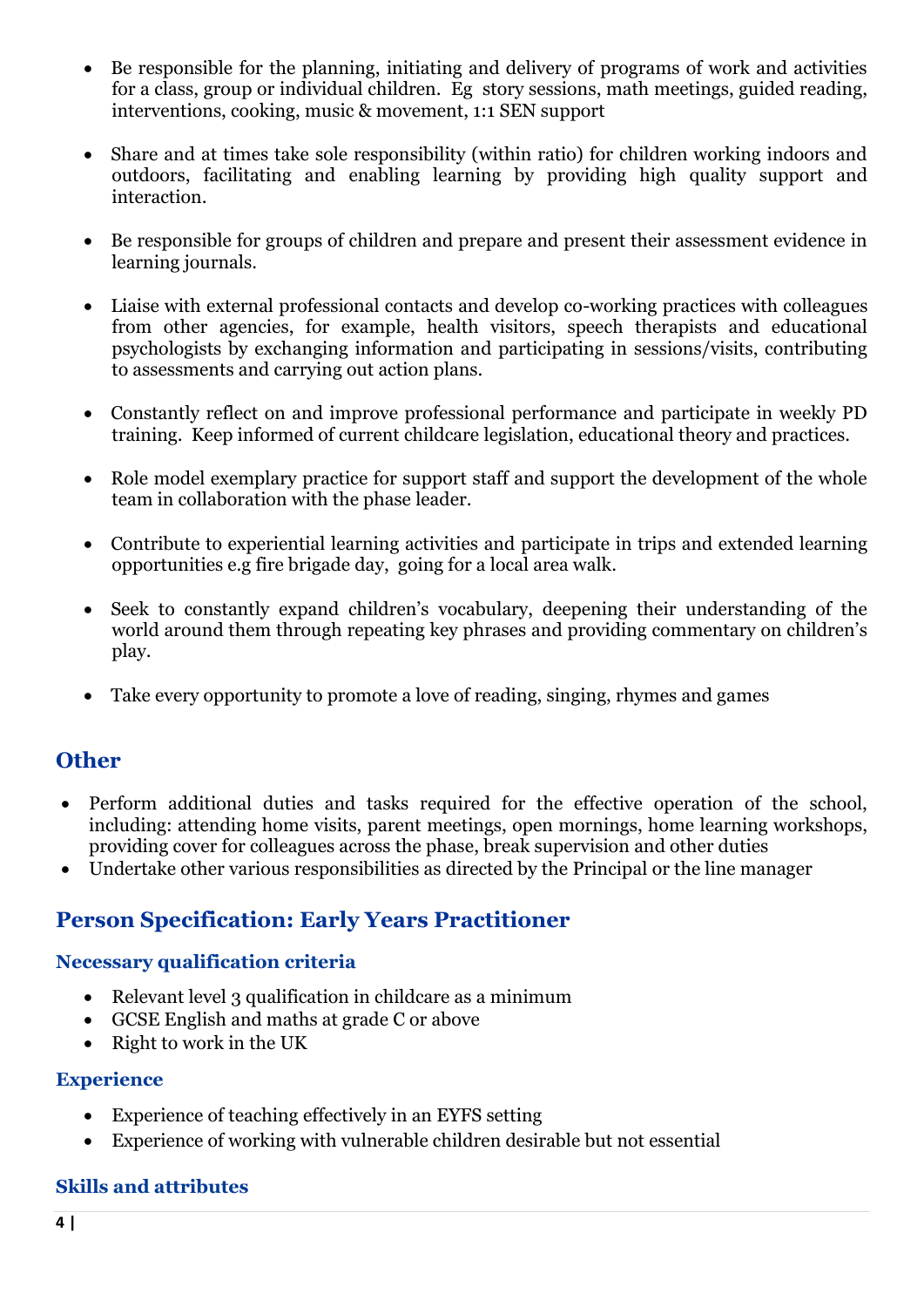- Be responsible for the planning, initiating and delivery of programs of work and activities for a class, group or individual children. Eg story sessions, math meetings, guided reading, interventions, cooking, music & movement, 1:1 SEN support

- Share and at times take sole responsibility (within ratio) for children working indoors and outdoors, facilitating and enabling learning by providing high quality support and interaction.

- Be responsible for groups of children and prepare and present their assessment evidence in learning journals.

- Liaise with external professional contacts and develop co-working practices with colleagues from other agencies, for example, health visitors, speech therapists and educational psychologists by exchanging information and participating in sessions/visits, contributing to assessments and carrying out action plans.

- Constantly reflect on and improve professional performance and participate in weekly PD training. Keep informed of current childcare legislation, educational theory and practices.

- Role model exemplary practice for support staff and support the development of the whole team in collaboration with the phase leader.

- Contribute to experiential learning activities and participate in trips and extended learning opportunities e.g fire brigade day, going for a local area walk.

- Seek to constantly expand children's vocabulary, deepening their understanding of the world around them through repeating key phrases and providing commentary on children's play.

- Take every opportunity to promote a love of reading, singing, rhymes and games

## Other

- Perform additional duties and tasks required for the effective operation of the school, including: attending home visits, parent meetings, open mornings, home learning workshops, providing cover for colleagues across the phase, break supervision and other duties
- Undertake other various responsibilities as directed by the Principal or the line manager

## Person Specification: Early Years Practitioner

### Necessary qualification criteria

- Relevant level 3 qualification in childcare as a minimum
- GCSE English and maths at grade C or above
- Right to work in the UK

### Experience

- Experience of teaching effectively in an EYFS setting
- Experience of working with vulnerable children desirable but not essential

### Skills and attributes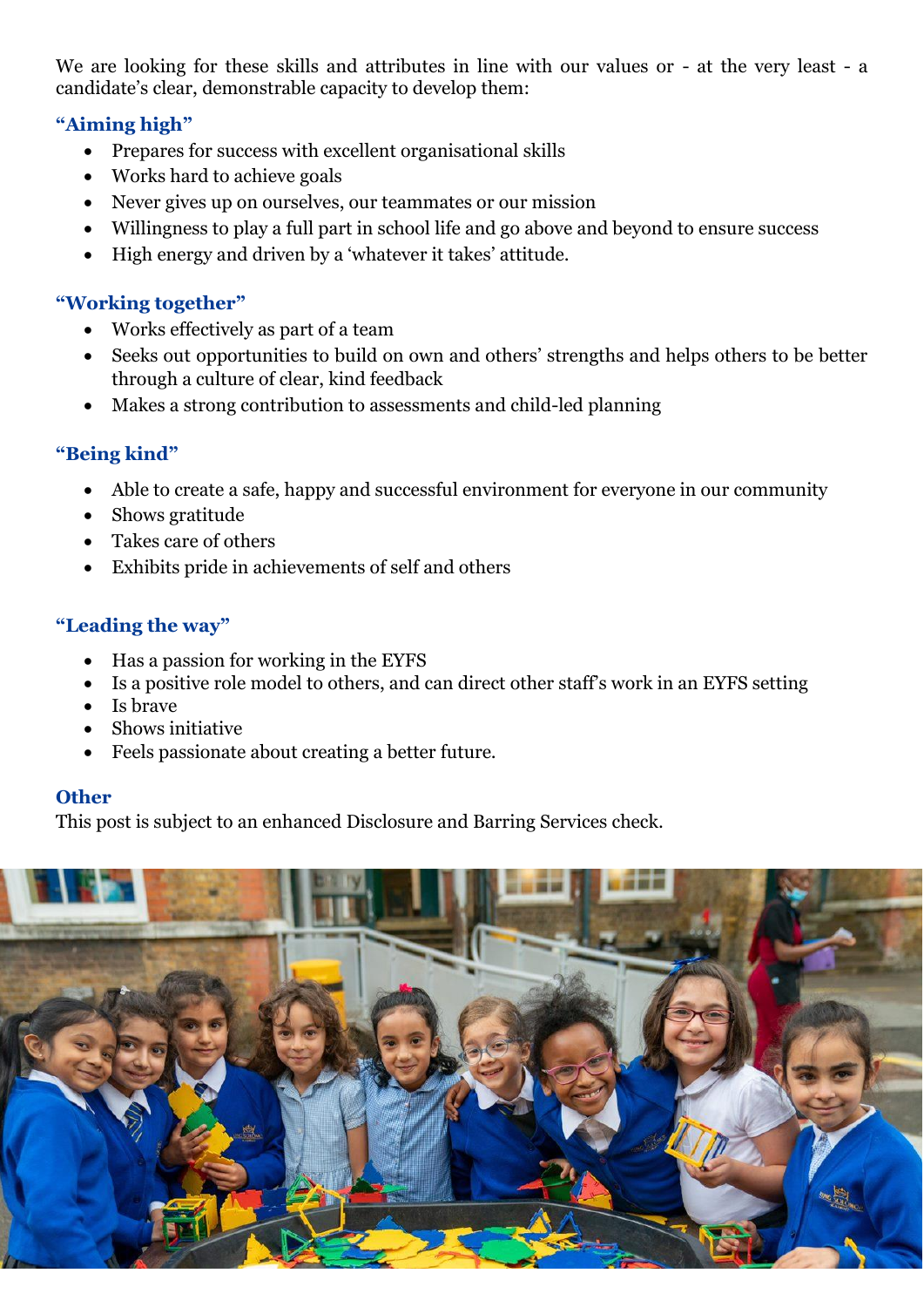We are looking for these skills and attributes in line with our values or - at the very least - a candidate's clear, demonstrable capacity to develop them:

### "Aiming high"

- Prepares for success with excellent organisational skills
- Works hard to achieve goals
- Never gives up on ourselves, our teammates or our mission
- Willingness to play a full part in school life and go above and beyond to ensure success
- High energy and driven by a 'whatever it takes' attitude.

### "Working together"

- Works effectively as part of a team
- Seeks out opportunities to build on own and others' strengths and helps others to be better through a culture of clear, kind feedback
- Makes a strong contribution to assessments and child-led planning

### "Being kind"

- Able to create a safe, happy and successful environment for everyone in our community
- Shows gratitude
- Takes care of others
- Exhibits pride in achievements of self and others

### "Leading the way"

- Has a passion for working in the EYFS
- Is a positive role model to others, and can direct other staff's work in an EYFS setting
- Is brave
- Shows initiative
- Feels passionate about creating a better future.

### Other

This post is subject to an enhanced Disclosure and Barring Services check.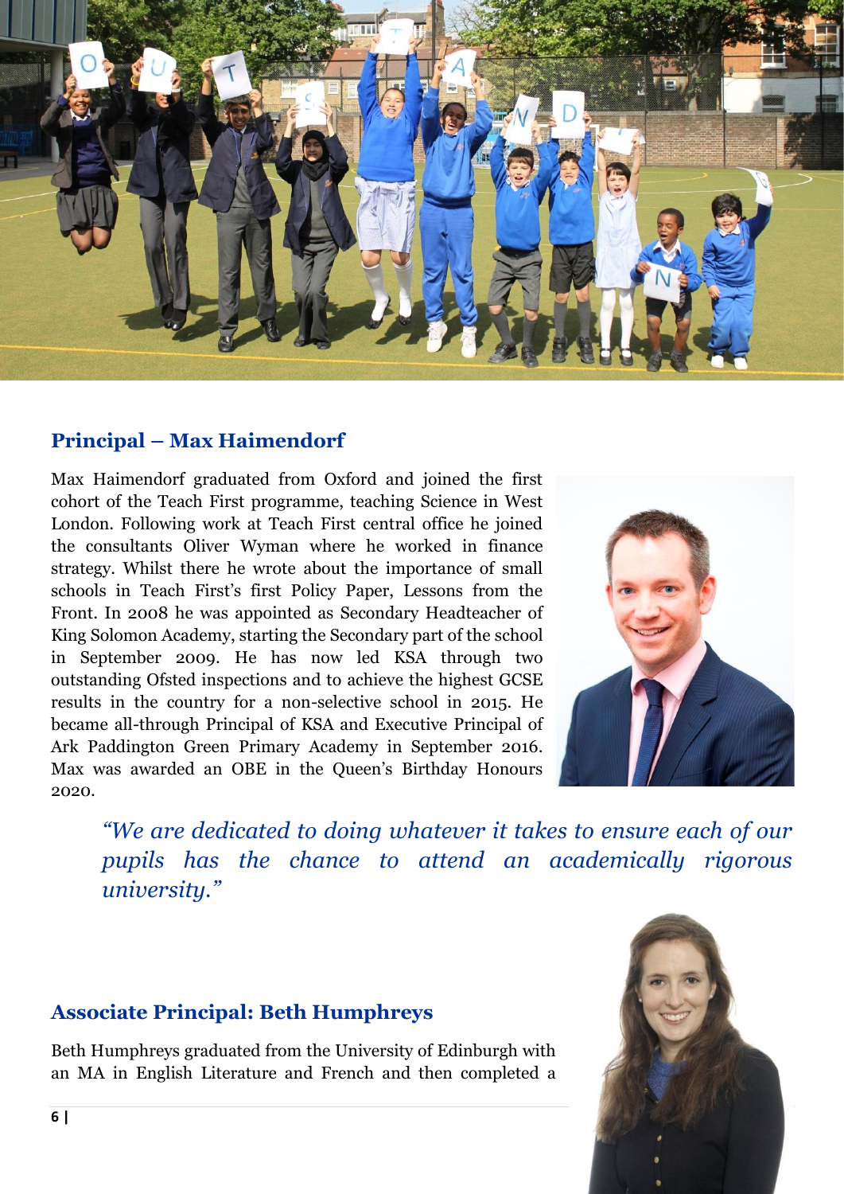## Principal – Max Haimendorf

Max Haimendorf graduated from Oxford and joined the first cohort of the Teach First programme, teaching Science in West London. Following work at Teach First central office he joined the consultants Oliver Wyman where he worked in finance strategy. Whilst there he wrote about the importance of small schools in Teach First's first Policy Paper, Lessons from the Front. In 2008 he was appointed as Secondary Headteacher of King Solomon Academy, starting the Secondary part of the school in September 2009. He has now led KSA through two outstanding Ofsted inspections and to achieve the highest GCSE results in the country for a non-selective school in 2015. He became all-through Principal of KSA and Executive Principal of Ark Paddington Green Primary Academy in September 2016. Max was awarded an OBE in the Queen's Birthday Honours 2020.

> *"We are dedicated to doing whatever it takes to ensure each of our pupils has the chance to attend an academically rigorous university."*

## Associate Principal: Beth Humphreys

Beth Humphreys graduated from the University of Edinburgh with an MA in English Literature and French and then completed a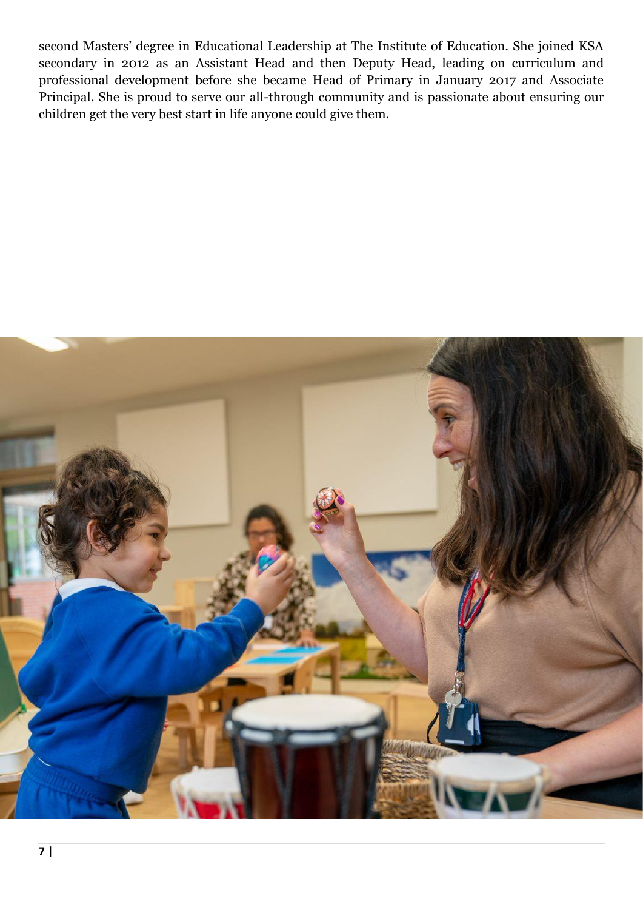second Masters' degree in Educational Leadership at The Institute of Education. She joined KSA secondary in 2012 as an Assistant Head and then Deputy Head, leading on curriculum and professional development before she became Head of Primary in January 2017 and Associate Principal. She is proud to serve our all-through community and is passionate about ensuring our children get the very best start in life anyone could give them.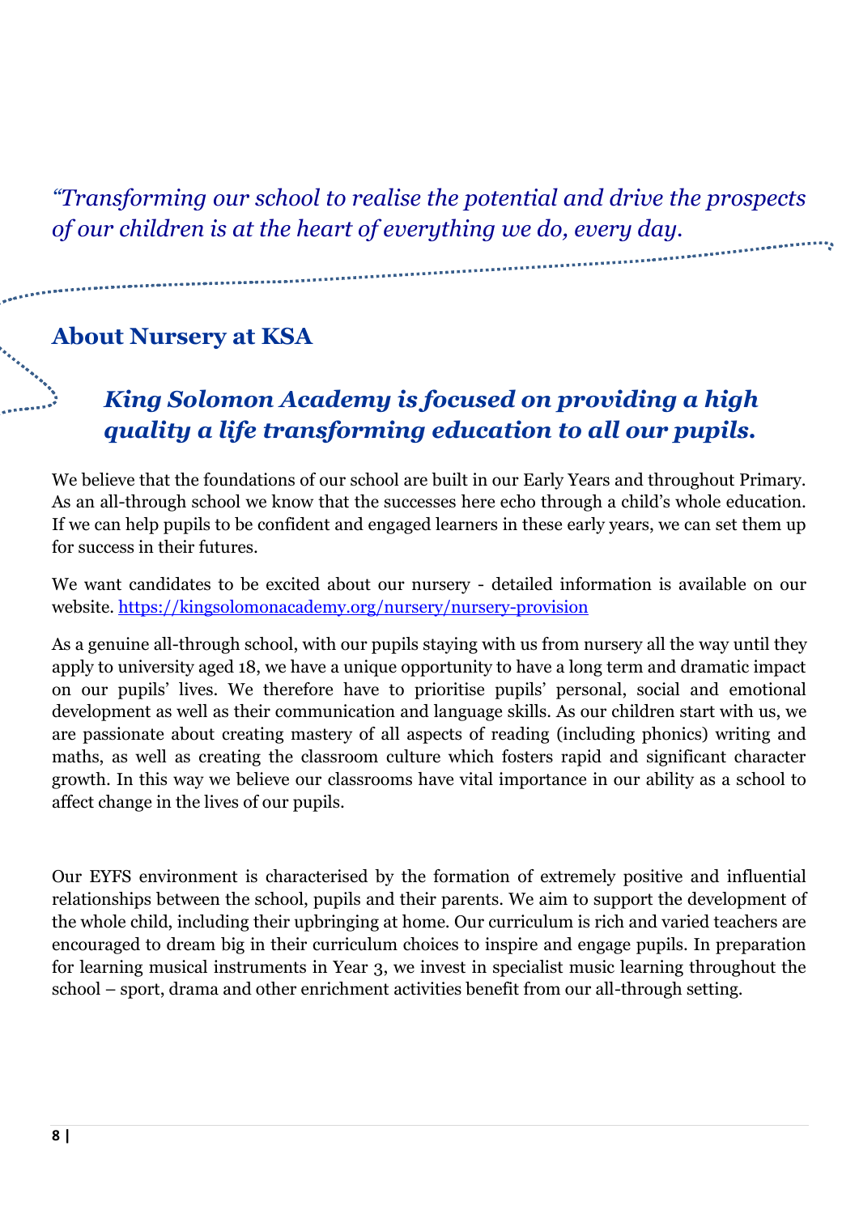*"Transforming our school to realise the potential and drive the prospects of our children is at the heart of everything we do, every day.*

## About Nursery at KSA

### *King Solomon Academy is focused on providing a high quality a life transforming education to all our pupils.*

We believe that the foundations of our school are built in our Early Years and throughout Primary. As an all-through school we know that the successes here echo through a child's whole education. If we can help pupils to be confident and engaged learners in these early years, we can set them up for success in their futures.

We want candidates to be excited about our nursery - detailed information is available on our website. [https://kingsolomonacademy.org/nursery/nursery-provision](https://kingsolomonacademy.org/nursery/nursery-provision)

As a genuine all-through school, with our pupils staying with us from nursery all the way until they apply to university aged 18, we have a unique opportunity to have a long term and dramatic impact on our pupils' lives. We therefore have to prioritise pupils' personal, social and emotional development as well as their communication and language skills. As our children start with us, we are passionate about creating mastery of all aspects of reading (including phonics) writing and maths, as well as creating the classroom culture which fosters rapid and significant character growth. In this way we believe our classrooms have vital importance in our ability as a school to affect change in the lives of our pupils.

Our EYFS environment is characterised by the formation of extremely positive and influential relationships between the school, pupils and their parents. We aim to support the development of the whole child, including their upbringing at home. Our curriculum is rich and varied teachers are encouraged to dream big in their curriculum choices to inspire and engage pupils. In preparation for learning musical instruments in Year 3, we invest in specialist music learning throughout the school – sport, drama and other enrichment activities benefit from our all-through setting.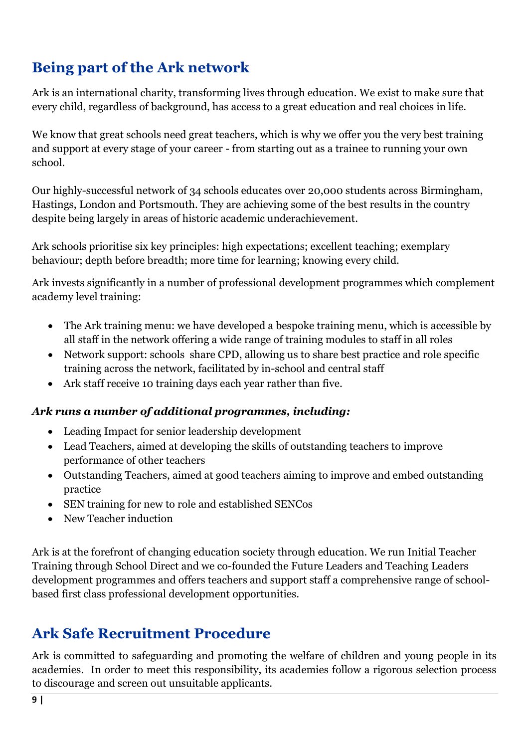## Being part of the Ark network

Ark is an international charity, transforming lives through education. We exist to make sure that every child, regardless of background, has access to a great education and real choices in life.

We know that great schools need great teachers, which is why we offer you the very best training and support at every stage of your career - from starting out as a trainee to running your own school.

Our highly-successful network of 34 schools educates over 20,000 students across Birmingham, Hastings, London and Portsmouth. They are achieving some of the best results in the country despite being largely in areas of historic academic underachievement.

Ark schools prioritise six key principles: high expectations; excellent teaching; exemplary behaviour; depth before breadth; more time for learning; knowing every child.

Ark invests significantly in a number of professional development programmes which complement academy level training:

- The Ark training menu: we have developed a bespoke training menu, which is accessible by all staff in the network offering a wide range of training modules to staff in all roles
- Network support: schools share CPD, allowing us to share best practice and role specific training across the network, facilitated by in-school and central staff
- Ark staff receive 10 training days each year rather than five.

***Ark runs a number of additional programmes, including:***

- Leading Impact for senior leadership development
- Lead Teachers, aimed at developing the skills of outstanding teachers to improve performance of other teachers
- Outstanding Teachers, aimed at good teachers aiming to improve and embed outstanding practice
- SEN training for new to role and established SENCos
- New Teacher induction

Ark is at the forefront of changing education society through education. We run Initial Teacher Training through School Direct and we co-founded the Future Leaders and Teaching Leaders development programmes and offers teachers and support staff a comprehensive range of school-based first class professional development opportunities.

## Ark Safe Recruitment Procedure

Ark is committed to safeguarding and promoting the welfare of children and young people in its academies. In order to meet this responsibility, its academies follow a rigorous selection process to discourage and screen out unsuitable applicants.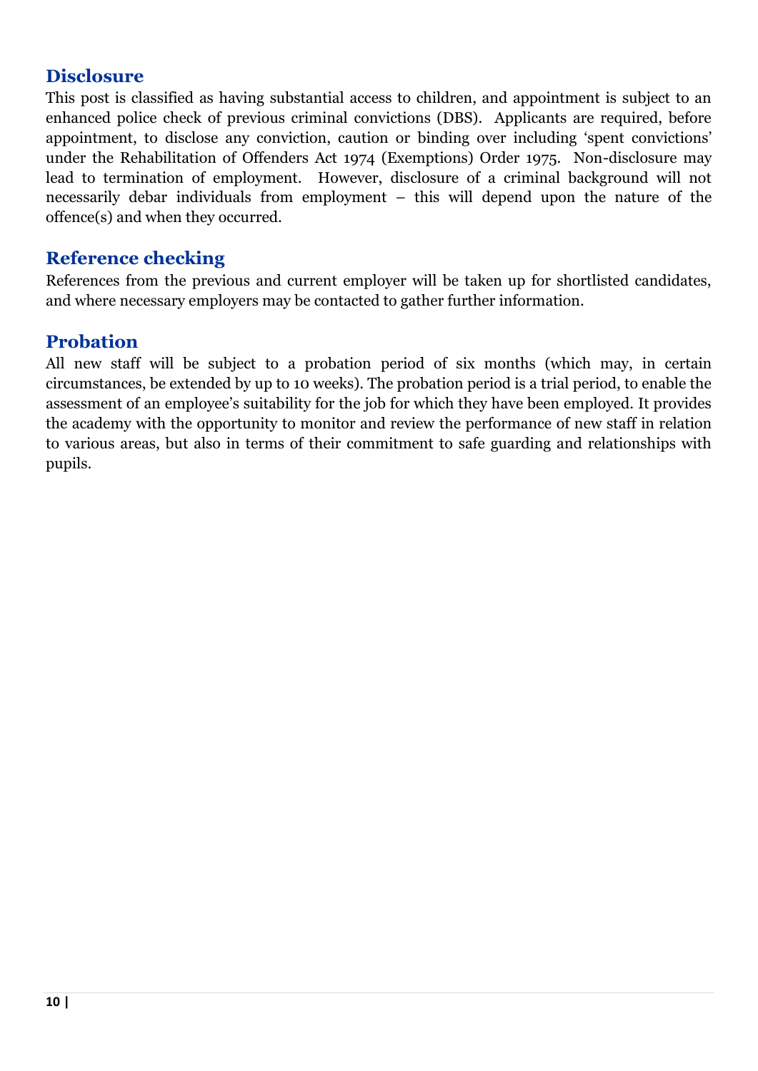## Disclosure

This post is classified as having substantial access to children, and appointment is subject to an enhanced police check of previous criminal convictions (DBS). Applicants are required, before appointment, to disclose any conviction, caution or binding over including 'spent convictions' under the Rehabilitation of Offenders Act 1974 (Exemptions) Order 1975. Non-disclosure may lead to termination of employment. However, disclosure of a criminal background will not necessarily debar individuals from employment – this will depend upon the nature of the offence(s) and when they occurred.

## Reference checking

References from the previous and current employer will be taken up for shortlisted candidates, and where necessary employers may be contacted to gather further information.

## Probation

All new staff will be subject to a probation period of six months (which may, in certain circumstances, be extended by up to 10 weeks). The probation period is a trial period, to enable the assessment of an employee's suitability for the job for which they have been employed. It provides the academy with the opportunity to monitor and review the performance of new staff in relation to various areas, but also in terms of their commitment to safe guarding and relationships with pupils.